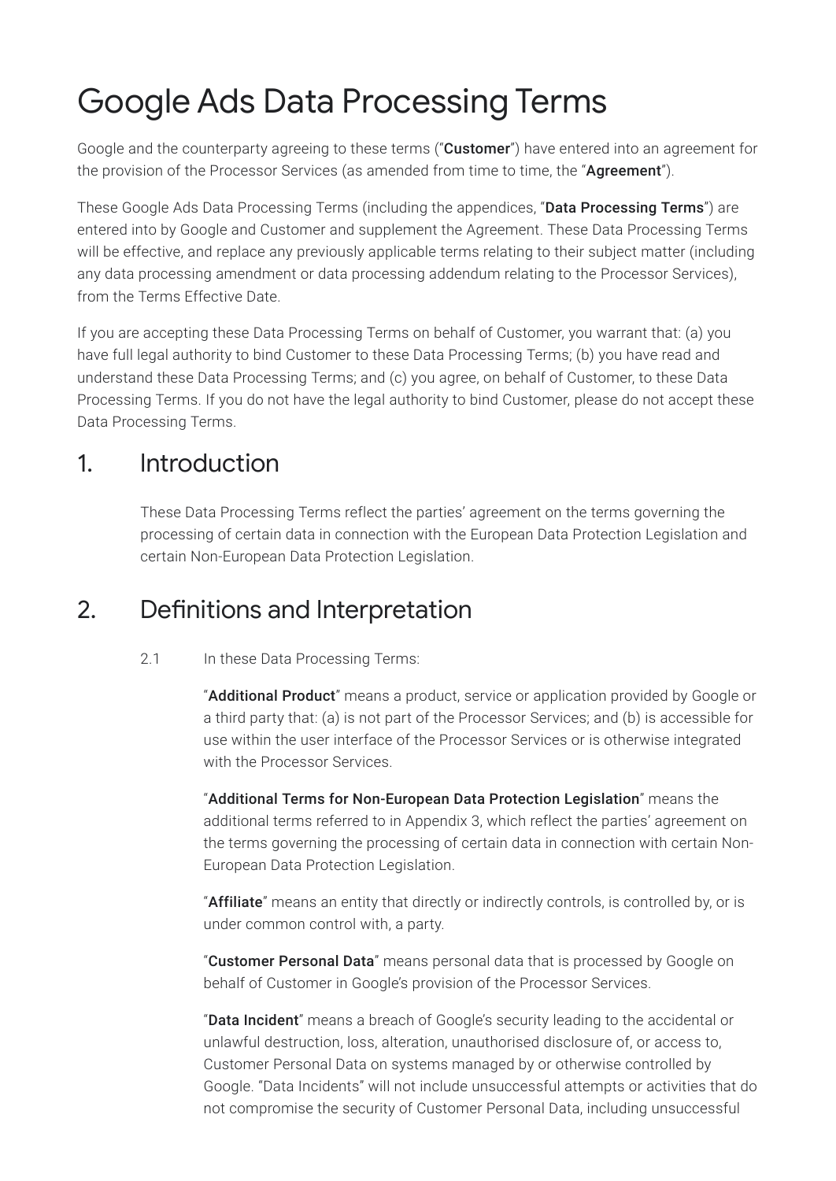# Google Ads Data Processing Terms

Google and the counterparty agreeing to these terms ("**Customer**") have entered into an agreement for the provision of the Processor Services (as amended from time to time, the "**Agreement**").

These Google Ads Data Processing Terms (including the appendices, "**Data Processing Terms**") are entered into by Google and Customer and supplement the Agreement. These Data Processing Terms will be effective, and replace any previously applicable terms relating to their subject matter (including any data processing amendment or data processing addendum relating to the Processor Services), from the Terms Effective Date.

If you are accepting these Data Processing Terms on behalf of Customer, you warrant that: (a) you have full legal authority to bind Customer to these Data Processing Terms; (b) you have read and understand these Data Processing Terms; and (c) you agree, on behalf of Customer, to these Data Processing Terms. If you do not have the legal authority to bind Customer, please do not accept these Data Processing Terms.

## 1. Introduction

These Data Processing Terms reflect the parties' agreement on the terms governing the processing of certain data in connection with the European Data Protection Legislation and certain Non-European Data Protection Legislation.

## 2. Definitions and Interpretation

2.1 In these Data Processing Terms:

"**Additional Product**" means a product, service or application provided by Google or a third party that: (a) is not part of the Processor Services; and (b) is accessible for use within the user interface of the Processor Services or is otherwise integrated with the Processor Services.

"**Additional Terms for Non-European Data Protection Legislation**" means the additional terms referred to in Appendix 3, which reflect the parties' agreement on the terms governing the processing of certain data in connection with certain Non-European Data Protection Legislation.

"**Affiliate**" means an entity that directly or indirectly controls, is controlled by, or is under common control with, a party.

"**Customer Personal Data**" means personal data that is processed by Google on behalf of Customer in Google's provision of the Processor Services.

"**Data Incident**" means a breach of Google's security leading to the accidental or unlawful destruction, loss, alteration, unauthorised disclosure of, or access to, Customer Personal Data on systems managed by or otherwise controlled by Google. "Data Incidents" will not include unsuccessful attempts or activities that do not compromise the security of Customer Personal Data, including unsuccessful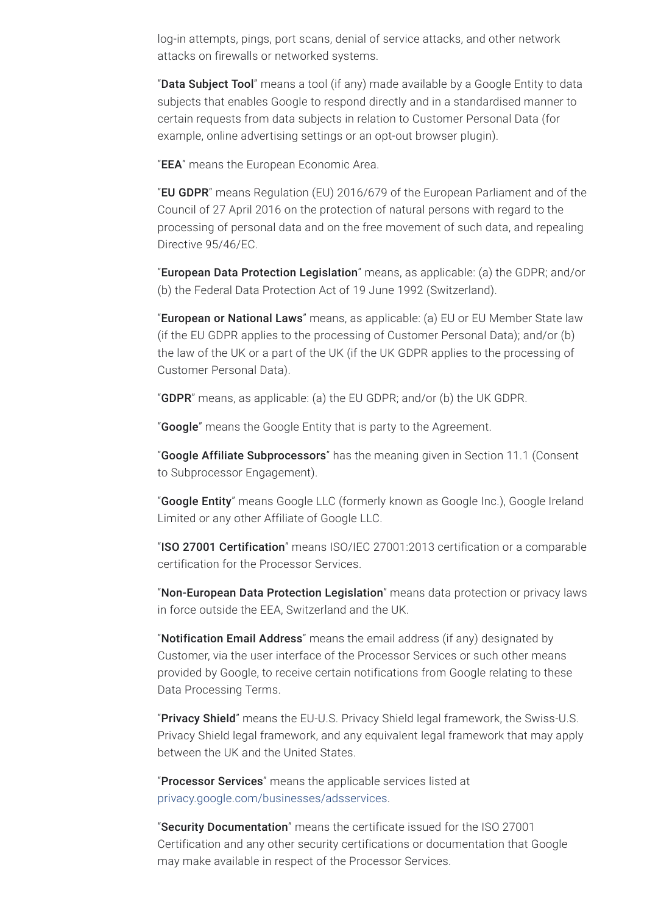log-in attempts, pings, port scans, denial of service attacks, and other network attacks on firewalls or networked systems.

"**Data Subject Tool**" means a tool (if any) made available by a Google Entity to data subjects that enables Google to respond directly and in a standardised manner to certain requests from data subjects in relation to Customer Personal Data (for example, online advertising settings or an opt-out browser plugin).

"**EEA**" means the European Economic Area.

"**EU GDPR**" means Regulation (EU) 2016/679 of the European Parliament and of the Council of 27 April 2016 on the protection of natural persons with regard to the processing of personal data and on the free movement of such data, and repealing Directive 95/46/EC.

"**European Data Protection Legislation**" means, as applicable: (a) the GDPR; and/or (b) the Federal Data Protection Act of 19 June 1992 (Switzerland).

"**European or National Laws**" means, as applicable: (a) EU or EU Member State law (if the EU GDPR applies to the processing of Customer Personal Data); and/or (b) the law of the UK or a part of the UK (if the UK GDPR applies to the processing of Customer Personal Data).

"**GDPR**" means, as applicable: (a) the EU GDPR; and/or (b) the UK GDPR.

"**Google**" means the Google Entity that is party to the Agreement.

"**Google Affiliate Subprocessors**" has the meaning given in Section 11.1 (Consent to Subprocessor Engagement).

"**Google Entity**" means Google LLC (formerly known as Google Inc.), Google Ireland Limited or any other Affiliate of Google LLC.

"**ISO 27001 Certification**" means ISO/IEC 27001:2013 certification or a comparable certification for the Processor Services.

"**Non-European Data Protection Legislation**" means data protection or privacy laws in force outside the EEA, Switzerland and the UK.

"**Notification Email Address**" means the email address (if any) designated by Customer, via the user interface of the Processor Services or such other means provided by Google, to receive certain notifications from Google relating to these Data Processing Terms.

"**Privacy Shield**" means the EU-U.S. Privacy Shield legal framework, the Swiss-U.S. Privacy Shield legal framework, and any equivalent legal framework that may apply between the UK and the United States.

"**Processor Services**" means the applicable services listed at privacy.google.com/businesses/adsservices.

"**Security Documentation**" means the certificate issued for the ISO 27001 Certification and any other security certifications or documentation that Google may make available in respect of the Processor Services.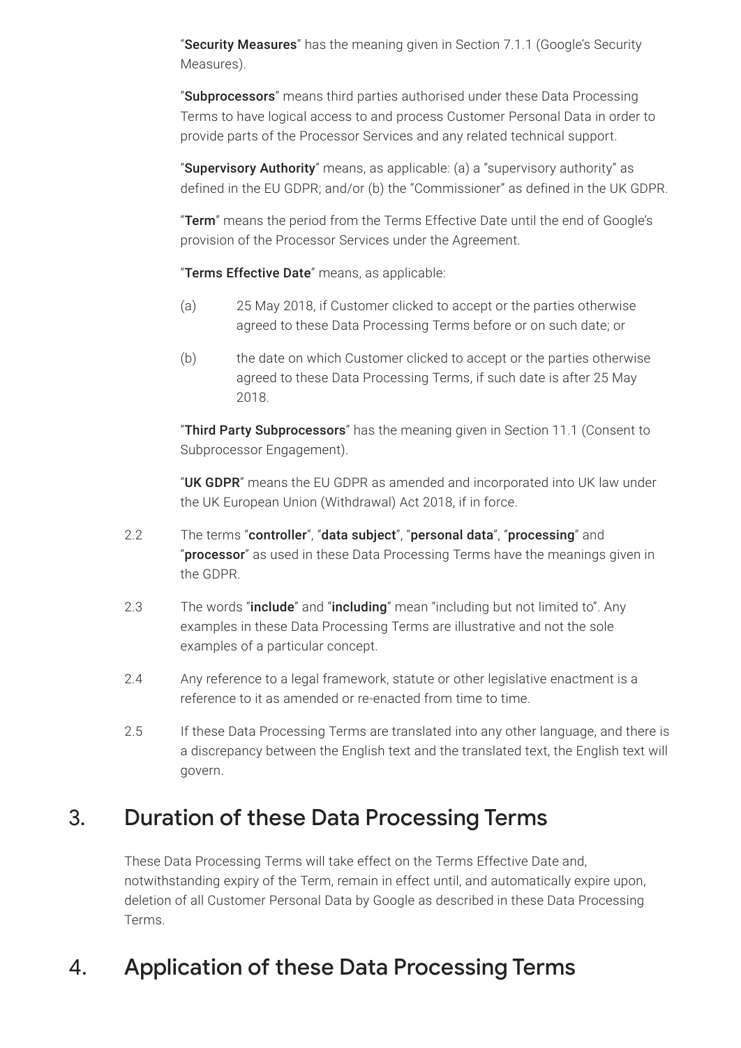"**Security Measures**" has the meaning given in Section 7.1.1 (Google's Security Measures).

"**Subprocessors**" means third parties authorised under these Data Processing Terms to have logical access to and process Customer Personal Data in order to provide parts of the Processor Services and any related technical support.

"**Supervisory Authority**" means, as applicable: (a) a "supervisory authority" as defined in the EU GDPR; and/or (b) the "Commissioner" as defined in the UK GDPR.

"**Term**" means the period from the Terms Effective Date until the end of Google's provision of the Processor Services under the Agreement.

"**Terms Effective Date**" means, as applicable:

(a) 25 May 2018, if Customer clicked to accept or the parties otherwise agreed to these Data Processing Terms before or on such date; or

(b) the date on which Customer clicked to accept or the parties otherwise agreed to these Data Processing Terms, if such date is after 25 May 2018.

"**Third Party Subprocessors**" has the meaning given in Section 11.1 (Consent to Subprocessor Engagement).

"**UK GDPR**" means the EU GDPR as amended and incorporated into UK law under the UK European Union (Withdrawal) Act 2018, if in force.

2.2 The terms "**controller**", "**data subject**", "**personal data**", "**processing**" and "**processor**" as used in these Data Processing Terms have the meanings given in the GDPR.

2.3 The words "**include**" and "**including**" mean "including but not limited to". Any examples in these Data Processing Terms are illustrative and not the sole examples of a particular concept.

2.4 Any reference to a legal framework, statute or other legislative enactment is a reference to it as amended or re-enacted from time to time.

2.5 If these Data Processing Terms are translated into any other language, and there is a discrepancy between the English text and the translated text, the English text will govern.

## 3. Duration of these Data Processing Terms

These Data Processing Terms will take effect on the Terms Effective Date and, notwithstanding expiry of the Term, remain in effect until, and automatically expire upon, deletion of all Customer Personal Data by Google as described in these Data Processing Terms.

## 4. Application of these Data Processing Terms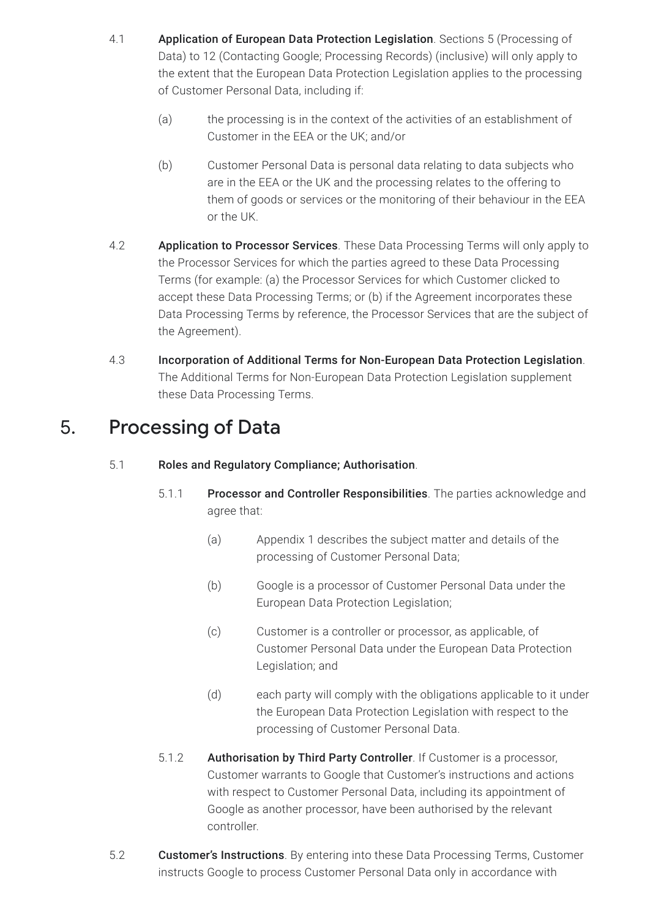4.1 **Application of European Data Protection Legislation**. Sections 5 (Processing of Data) to 12 (Contacting Google; Processing Records) (inclusive) will only apply to the extent that the European Data Protection Legislation applies to the processing of Customer Personal Data, including if:

(a) the processing is in the context of the activities of an establishment of Customer in the EEA or the UK; and/or

(b) Customer Personal Data is personal data relating to data subjects who are in the EEA or the UK and the processing relates to the offering to them of goods or services or the monitoring of their behaviour in the EEA or the UK.

4.2 **Application to Processor Services**. These Data Processing Terms will only apply to the Processor Services for which the parties agreed to these Data Processing Terms (for example: (a) the Processor Services for which Customer clicked to accept these Data Processing Terms; or (b) if the Agreement incorporates these Data Processing Terms by reference, the Processor Services that are the subject of the Agreement).

4.3 **Incorporation of Additional Terms for Non-European Data Protection Legislation**. The Additional Terms for Non-European Data Protection Legislation supplement these Data Processing Terms.

# 5. Processing of Data

5.1 **Roles and Regulatory Compliance; Authorisation**.

5.1.1 **Processor and Controller Responsibilities**. The parties acknowledge and agree that:

(a) Appendix 1 describes the subject matter and details of the processing of Customer Personal Data;

(b) Google is a processor of Customer Personal Data under the European Data Protection Legislation;

(c) Customer is a controller or processor, as applicable, of Customer Personal Data under the European Data Protection Legislation; and

(d) each party will comply with the obligations applicable to it under the European Data Protection Legislation with respect to the processing of Customer Personal Data.

5.1.2 **Authorisation by Third Party Controller**. If Customer is a processor, Customer warrants to Google that Customer's instructions and actions with respect to Customer Personal Data, including its appointment of Google as another processor, have been authorised by the relevant controller.

5.2 **Customer's Instructions**. By entering into these Data Processing Terms, Customer instructs Google to process Customer Personal Data only in accordance with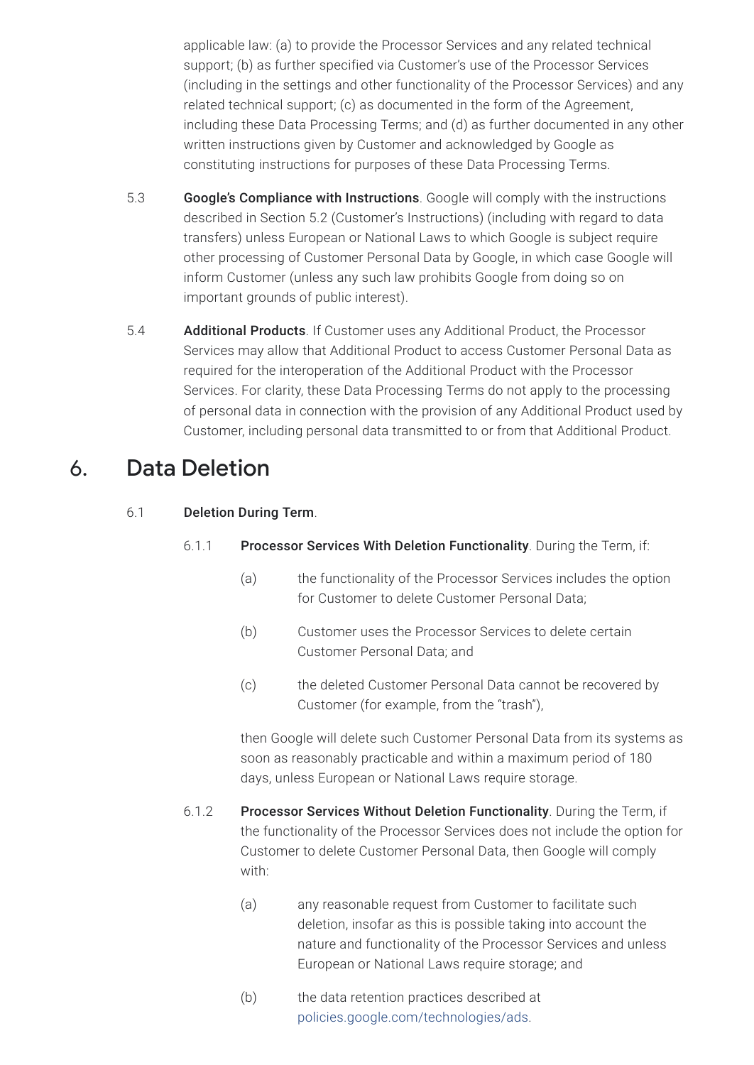applicable law: (a) to provide the Processor Services and any related technical support; (b) as further specified via Customer's use of the Processor Services (including in the settings and other functionality of the Processor Services) and any related technical support; (c) as documented in the form of the Agreement, including these Data Processing Terms; and (d) as further documented in any other written instructions given by Customer and acknowledged by Google as constituting instructions for purposes of these Data Processing Terms.

5.3 **Google's Compliance with Instructions**. Google will comply with the instructions described in Section 5.2 (Customer's Instructions) (including with regard to data transfers) unless European or National Laws to which Google is subject require other processing of Customer Personal Data by Google, in which case Google will inform Customer (unless any such law prohibits Google from doing so on important grounds of public interest).

5.4 **Additional Products**. If Customer uses any Additional Product, the Processor Services may allow that Additional Product to access Customer Personal Data as required for the interoperation of the Additional Product with the Processor Services. For clarity, these Data Processing Terms do not apply to the processing of personal data in connection with the provision of any Additional Product used by Customer, including personal data transmitted to or from that Additional Product.

## 6. Data Deletion

6.1 **Deletion During Term**.

6.1.1 **Processor Services With Deletion Functionality**. During the Term, if:

(a) the functionality of the Processor Services includes the option for Customer to delete Customer Personal Data;

(b) Customer uses the Processor Services to delete certain Customer Personal Data; and

(c) the deleted Customer Personal Data cannot be recovered by Customer (for example, from the "trash"),

then Google will delete such Customer Personal Data from its systems as soon as reasonably practicable and within a maximum period of 180 days, unless European or National Laws require storage.

6.1.2 **Processor Services Without Deletion Functionality**. During the Term, if the functionality of the Processor Services does not include the option for Customer to delete Customer Personal Data, then Google will comply with:

(a) any reasonable request from Customer to facilitate such deletion, insofar as this is possible taking into account the nature and functionality of the Processor Services and unless European or National Laws require storage; and

(b) the data retention practices described at policies.google.com/technologies/ads.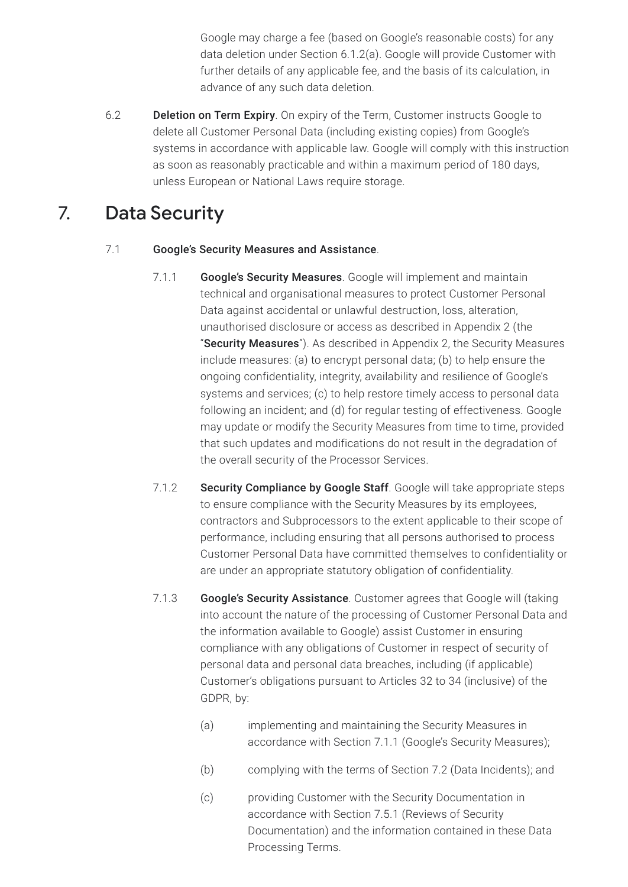Google may charge a fee (based on Google's reasonable costs) for any data deletion under Section 6.1.2(a). Google will provide Customer with further details of any applicable fee, and the basis of its calculation, in advance of any such data deletion.

6.2 **Deletion on Term Expiry**. On expiry of the Term, Customer instructs Google to delete all Customer Personal Data (including existing copies) from Google's systems in accordance with applicable law. Google will comply with this instruction as soon as reasonably practicable and within a maximum period of 180 days, unless European or National Laws require storage.

## 7. Data Security

7.1 **Google's Security Measures and Assistance**.

7.1.1 **Google's Security Measures**. Google will implement and maintain technical and organisational measures to protect Customer Personal Data against accidental or unlawful destruction, loss, alteration, unauthorised disclosure or access as described in Appendix 2 (the "**Security Measures**"). As described in Appendix 2, the Security Measures include measures: (a) to encrypt personal data; (b) to help ensure the ongoing confidentiality, integrity, availability and resilience of Google's systems and services; (c) to help restore timely access to personal data following an incident; and (d) for regular testing of effectiveness. Google may update or modify the Security Measures from time to time, provided that such updates and modifications do not result in the degradation of the overall security of the Processor Services.

7.1.2 **Security Compliance by Google Staff**. Google will take appropriate steps to ensure compliance with the Security Measures by its employees, contractors and Subprocessors to the extent applicable to their scope of performance, including ensuring that all persons authorised to process Customer Personal Data have committed themselves to confidentiality or are under an appropriate statutory obligation of confidentiality.

7.1.3 **Google's Security Assistance**. Customer agrees that Google will (taking into account the nature of the processing of Customer Personal Data and the information available to Google) assist Customer in ensuring compliance with any obligations of Customer in respect of security of personal data and personal data breaches, including (if applicable) Customer's obligations pursuant to Articles 32 to 34 (inclusive) of the GDPR, by:

(a) implementing and maintaining the Security Measures in accordance with Section 7.1.1 (Google's Security Measures);

(b) complying with the terms of Section 7.2 (Data Incidents); and

(c) providing Customer with the Security Documentation in accordance with Section 7.5.1 (Reviews of Security Documentation) and the information contained in these Data Processing Terms.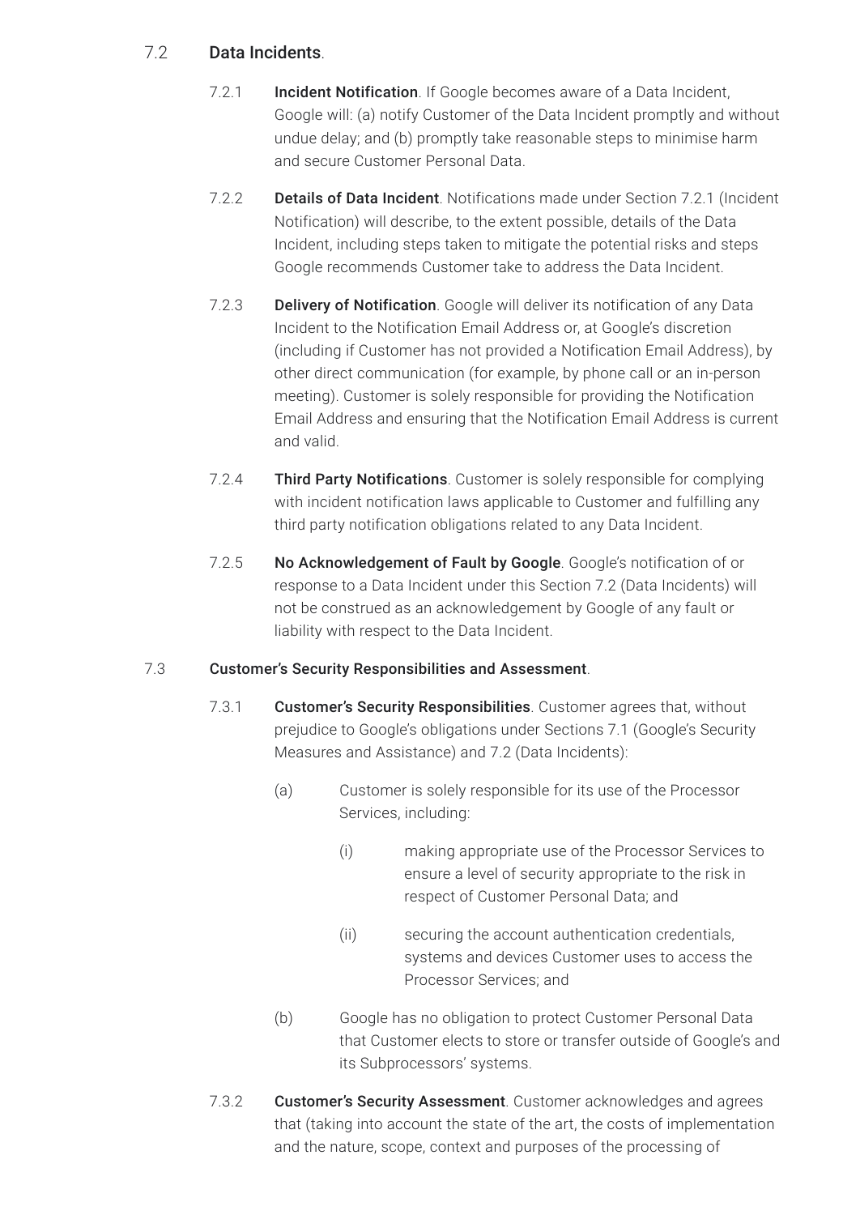### 7.2 Data Incidents.

**7.2.1 Incident Notification**. If Google becomes aware of a Data Incident, Google will: (a) notify Customer of the Data Incident promptly and without undue delay; and (b) promptly take reasonable steps to minimise harm and secure Customer Personal Data.

**7.2.2 Details of Data Incident**. Notifications made under Section 7.2.1 (Incident Notification) will describe, to the extent possible, details of the Data Incident, including steps taken to mitigate the potential risks and steps Google recommends Customer take to address the Data Incident.

**7.2.3 Delivery of Notification**. Google will deliver its notification of any Data Incident to the Notification Email Address or, at Google's discretion (including if Customer has not provided a Notification Email Address), by other direct communication (for example, by phone call or an in-person meeting). Customer is solely responsible for providing the Notification Email Address and ensuring that the Notification Email Address is current and valid.

**7.2.4 Third Party Notifications**. Customer is solely responsible for complying with incident notification laws applicable to Customer and fulfilling any third party notification obligations related to any Data Incident.

**7.2.5 No Acknowledgement of Fault by Google**. Google's notification of or response to a Data Incident under this Section 7.2 (Data Incidents) will not be construed as an acknowledgement by Google of any fault or liability with respect to the Data Incident.

### 7.3 Customer's Security Responsibilities and Assessment.

**7.3.1 Customer's Security Responsibilities**. Customer agrees that, without prejudice to Google's obligations under Sections 7.1 (Google's Security Measures and Assistance) and 7.2 (Data Incidents):

(a) Customer is solely responsible for its use of the Processor Services, including:

(i) making appropriate use of the Processor Services to ensure a level of security appropriate to the risk in respect of Customer Personal Data; and

(ii) securing the account authentication credentials, systems and devices Customer uses to access the Processor Services; and

(b) Google has no obligation to protect Customer Personal Data that Customer elects to store or transfer outside of Google's and its Subprocessors' systems.

**7.3.2 Customer's Security Assessment**. Customer acknowledges and agrees that (taking into account the state of the art, the costs of implementation and the nature, scope, context and purposes of the processing of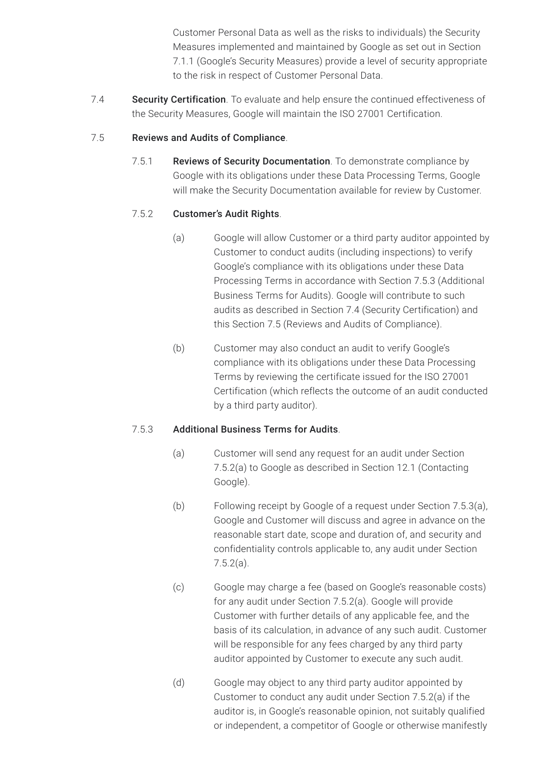Customer Personal Data as well as the risks to individuals) the Security Measures implemented and maintained by Google as set out in Section 7.1.1 (Google's Security Measures) provide a level of security appropriate to the risk in respect of Customer Personal Data.

7.4 **Security Certification**. To evaluate and help ensure the continued effectiveness of the Security Measures, Google will maintain the ISO 27001 Certification.

7.5 **Reviews and Audits of Compliance**.

7.5.1 **Reviews of Security Documentation**. To demonstrate compliance by Google with its obligations under these Data Processing Terms, Google will make the Security Documentation available for review by Customer.

7.5.2 **Customer's Audit Rights**.

(a) Google will allow Customer or a third party auditor appointed by Customer to conduct audits (including inspections) to verify Google's compliance with its obligations under these Data Processing Terms in accordance with Section 7.5.3 (Additional Business Terms for Audits). Google will contribute to such audits as described in Section 7.4 (Security Certification) and this Section 7.5 (Reviews and Audits of Compliance).

(b) Customer may also conduct an audit to verify Google's compliance with its obligations under these Data Processing Terms by reviewing the certificate issued for the ISO 27001 Certification (which reflects the outcome of an audit conducted by a third party auditor).

7.5.3 **Additional Business Terms for Audits**.

(a) Customer will send any request for an audit under Section 7.5.2(a) to Google as described in Section 12.1 (Contacting Google).

(b) Following receipt by Google of a request under Section 7.5.3(a), Google and Customer will discuss and agree in advance on the reasonable start date, scope and duration of, and security and confidentiality controls applicable to, any audit under Section 7.5.2(a).

(c) Google may charge a fee (based on Google's reasonable costs) for any audit under Section 7.5.2(a). Google will provide Customer with further details of any applicable fee, and the basis of its calculation, in advance of any such audit. Customer will be responsible for any fees charged by any third party auditor appointed by Customer to execute any such audit.

(d) Google may object to any third party auditor appointed by Customer to conduct any audit under Section 7.5.2(a) if the auditor is, in Google's reasonable opinion, not suitably qualified or independent, a competitor of Google or otherwise manifestly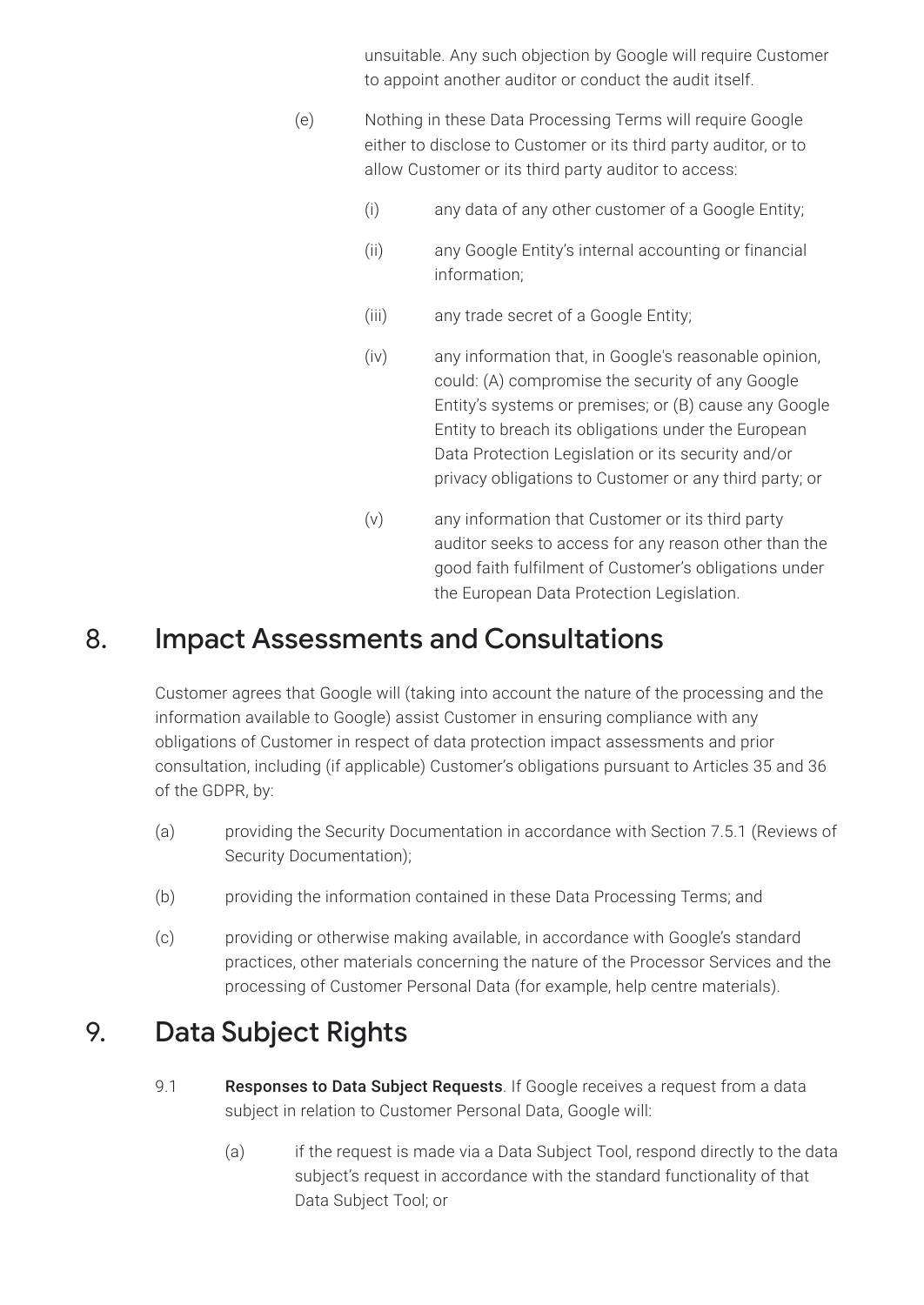unsuitable. Any such objection by Google will require Customer to appoint another auditor or conduct the audit itself.

(e) Nothing in these Data Processing Terms will require Google either to disclose to Customer or its third party auditor, or to allow Customer or its third party auditor to access:

(i) any data of any other customer of a Google Entity;

(ii) any Google Entity's internal accounting or financial information;

(iii) any trade secret of a Google Entity;

(iv) any information that, in Google's reasonable opinion, could: (A) compromise the security of any Google Entity's systems or premises; or (B) cause any Google Entity to breach its obligations under the European Data Protection Legislation or its security and/or privacy obligations to Customer or any third party; or

(v) any information that Customer or its third party auditor seeks to access for any reason other than the good faith fulfilment of Customer's obligations under the European Data Protection Legislation.

## 8. Impact Assessments and Consultations

Customer agrees that Google will (taking into account the nature of the processing and the information available to Google) assist Customer in ensuring compliance with any obligations of Customer in respect of data protection impact assessments and prior consultation, including (if applicable) Customer's obligations pursuant to Articles 35 and 36 of the GDPR, by:

(a) providing the Security Documentation in accordance with Section 7.5.1 (Reviews of Security Documentation);

(b) providing the information contained in these Data Processing Terms; and

(c) providing or otherwise making available, in accordance with Google's standard practices, other materials concerning the nature of the Processor Services and the processing of Customer Personal Data (for example, help centre materials).

## 9. Data Subject Rights

9.1 **Responses to Data Subject Requests**. If Google receives a request from a data subject in relation to Customer Personal Data, Google will:

(a) if the request is made via a Data Subject Tool, respond directly to the data subject's request in accordance with the standard functionality of that Data Subject Tool; or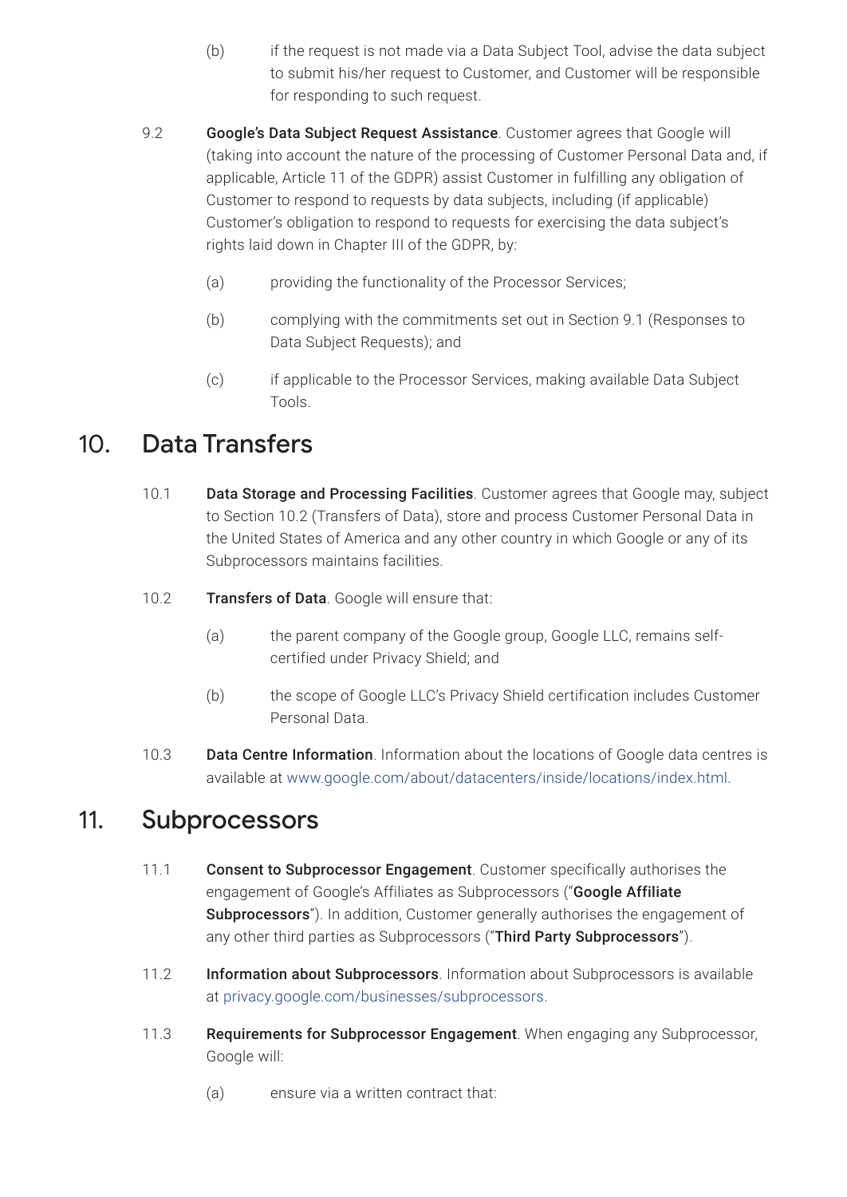(b) if the request is not made via a Data Subject Tool, advise the data subject to submit his/her request to Customer, and Customer will be responsible for responding to such request.

9.2 **Google's Data Subject Request Assistance**. Customer agrees that Google will (taking into account the nature of the processing of Customer Personal Data and, if applicable, Article 11 of the GDPR) assist Customer in fulfilling any obligation of Customer to respond to requests by data subjects, including (if applicable) Customer's obligation to respond to requests for exercising the data subject's rights laid down in Chapter III of the GDPR, by:

(a) providing the functionality of the Processor Services;

(b) complying with the commitments set out in Section 9.1 (Responses to Data Subject Requests); and

(c) if applicable to the Processor Services, making available Data Subject Tools.

## 10. Data Transfers

10.1 **Data Storage and Processing Facilities**. Customer agrees that Google may, subject to Section 10.2 (Transfers of Data), store and process Customer Personal Data in the United States of America and any other country in which Google or any of its Subprocessors maintains facilities.

10.2 **Transfers of Data**. Google will ensure that:

(a) the parent company of the Google group, Google LLC, remains self-certified under Privacy Shield; and

(b) the scope of Google LLC's Privacy Shield certification includes Customer Personal Data.

10.3 **Data Centre Information**. Information about the locations of Google data centres is available at www.google.com/about/datacenters/inside/locations/index.html.

## 11. Subprocessors

11.1 **Consent to Subprocessor Engagement**. Customer specifically authorises the engagement of Google's Affiliates as Subprocessors ("**Google Affiliate Subprocessors**"). In addition, Customer generally authorises the engagement of any other third parties as Subprocessors ("**Third Party Subprocessors**").

11.2 **Information about Subprocessors**. Information about Subprocessors is available at privacy.google.com/businesses/subprocessors.

11.3 **Requirements for Subprocessor Engagement**. When engaging any Subprocessor, Google will:

(a) ensure via a written contract that: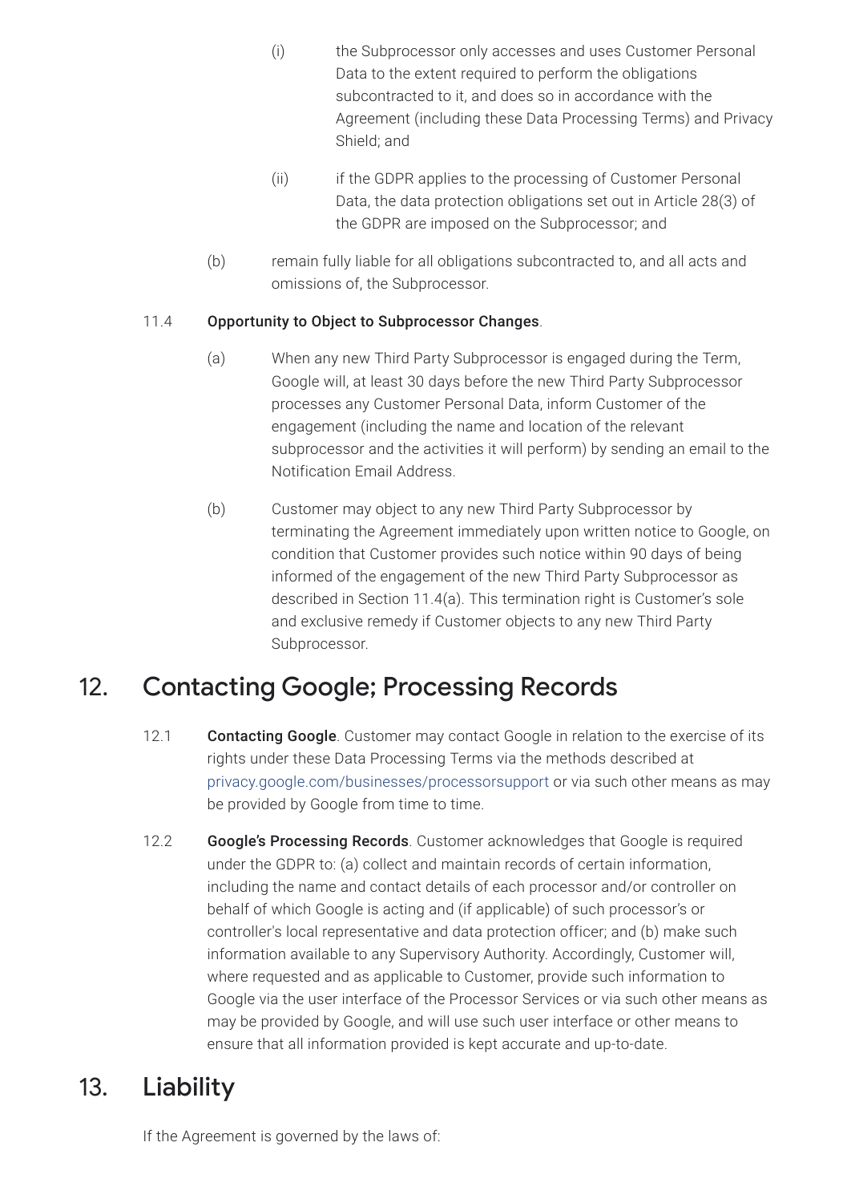(i) the Subprocessor only accesses and uses Customer Personal Data to the extent required to perform the obligations subcontracted to it, and does so in accordance with the Agreement (including these Data Processing Terms) and Privacy Shield; and

(ii) if the GDPR applies to the processing of Customer Personal Data, the data protection obligations set out in Article 28(3) of the GDPR are imposed on the Subprocessor; and

(b) remain fully liable for all obligations subcontracted to, and all acts and omissions of, the Subprocessor.

11.4 **Opportunity to Object to Subprocessor Changes**.

(a) When any new Third Party Subprocessor is engaged during the Term, Google will, at least 30 days before the new Third Party Subprocessor processes any Customer Personal Data, inform Customer of the engagement (including the name and location of the relevant subprocessor and the activities it will perform) by sending an email to the Notification Email Address.

(b) Customer may object to any new Third Party Subprocessor by terminating the Agreement immediately upon written notice to Google, on condition that Customer provides such notice within 90 days of being informed of the engagement of the new Third Party Subprocessor as described in Section 11.4(a). This termination right is Customer's sole and exclusive remedy if Customer objects to any new Third Party Subprocessor.

## 12. Contacting Google; Processing Records

12.1 **Contacting Google**. Customer may contact Google in relation to the exercise of its rights under these Data Processing Terms via the methods described at privacy.google.com/businesses/processorsupport or via such other means as may be provided by Google from time to time.

12.2 **Google's Processing Records**. Customer acknowledges that Google is required under the GDPR to: (a) collect and maintain records of certain information, including the name and contact details of each processor and/or controller on behalf of which Google is acting and (if applicable) of such processor's or controller's local representative and data protection officer; and (b) make such information available to any Supervisory Authority. Accordingly, Customer will, where requested and as applicable to Customer, provide such information to Google via the user interface of the Processor Services or via such other means as may be provided by Google, and will use such user interface or other means to ensure that all information provided is kept accurate and up-to-date.

## 13. Liability

If the Agreement is governed by the laws of: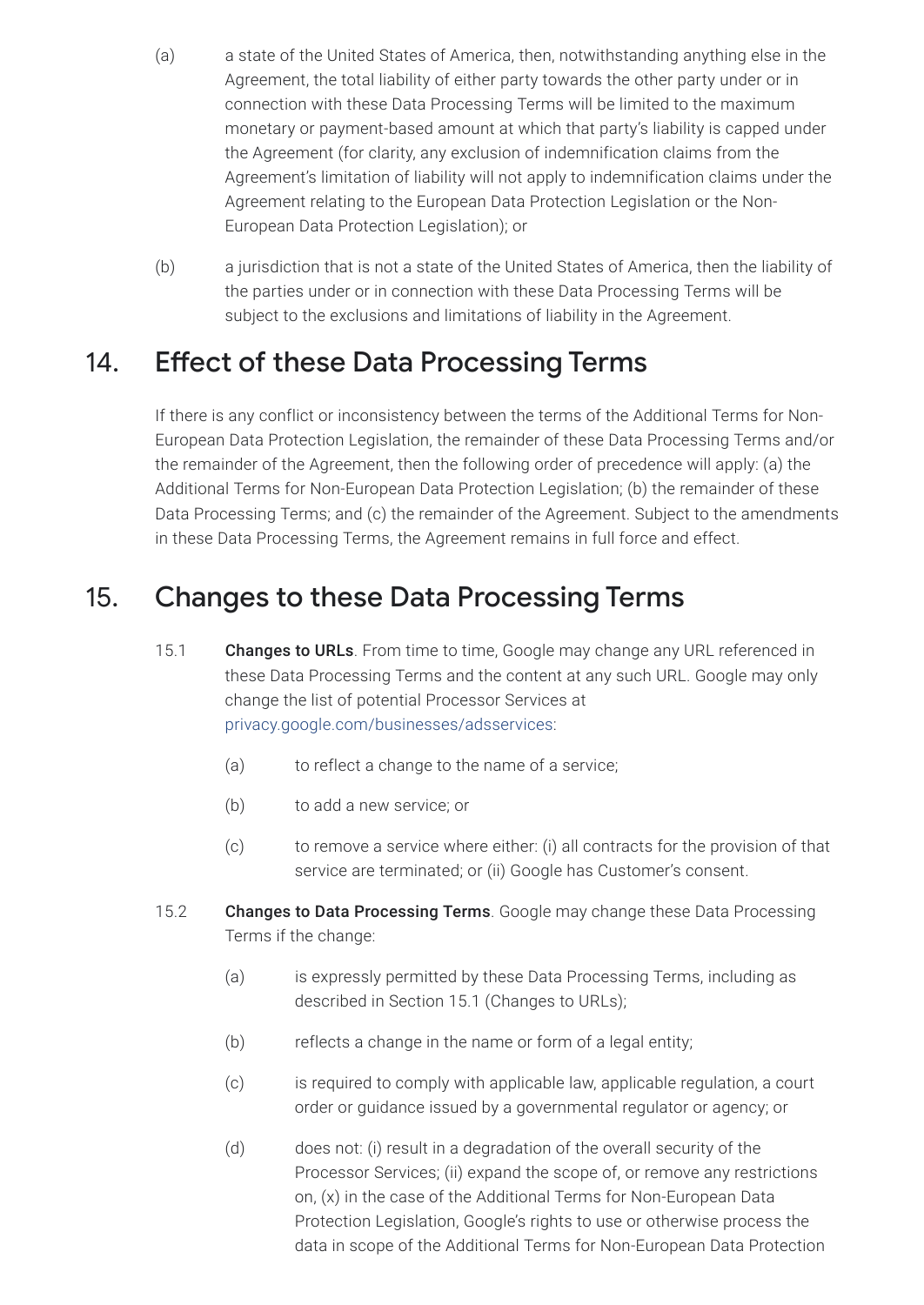(a) a state of the United States of America, then, notwithstanding anything else in the Agreement, the total liability of either party towards the other party under or in connection with these Data Processing Terms will be limited to the maximum monetary or payment-based amount at which that party's liability is capped under the Agreement (for clarity, any exclusion of indemnification claims from the Agreement's limitation of liability will not apply to indemnification claims under the Agreement relating to the European Data Protection Legislation or the Non-European Data Protection Legislation); or

(b) a jurisdiction that is not a state of the United States of America, then the liability of the parties under or in connection with these Data Processing Terms will be subject to the exclusions and limitations of liability in the Agreement.

## 14. Effect of these Data Processing Terms

If there is any conflict or inconsistency between the terms of the Additional Terms for Non-European Data Protection Legislation, the remainder of these Data Processing Terms and/or the remainder of the Agreement, then the following order of precedence will apply: (a) the Additional Terms for Non-European Data Protection Legislation; (b) the remainder of these Data Processing Terms; and (c) the remainder of the Agreement. Subject to the amendments in these Data Processing Terms, the Agreement remains in full force and effect.

## 15. Changes to these Data Processing Terms

15.1 **Changes to URLs**. From time to time, Google may change any URL referenced in these Data Processing Terms and the content at any such URL. Google may only change the list of potential Processor Services at privacy.google.com/businesses/adsservices:

(a) to reflect a change to the name of a service;

(b) to add a new service; or

(c) to remove a service where either: (i) all contracts for the provision of that service are terminated; or (ii) Google has Customer's consent.

15.2 **Changes to Data Processing Terms**. Google may change these Data Processing Terms if the change:

(a) is expressly permitted by these Data Processing Terms, including as described in Section 15.1 (Changes to URLs);

(b) reflects a change in the name or form of a legal entity;

(c) is required to comply with applicable law, applicable regulation, a court order or guidance issued by a governmental regulator or agency; or

(d) does not: (i) result in a degradation of the overall security of the Processor Services; (ii) expand the scope of, or remove any restrictions on, (x) in the case of the Additional Terms for Non-European Data Protection Legislation, Google's rights to use or otherwise process the data in scope of the Additional Terms for Non-European Data Protection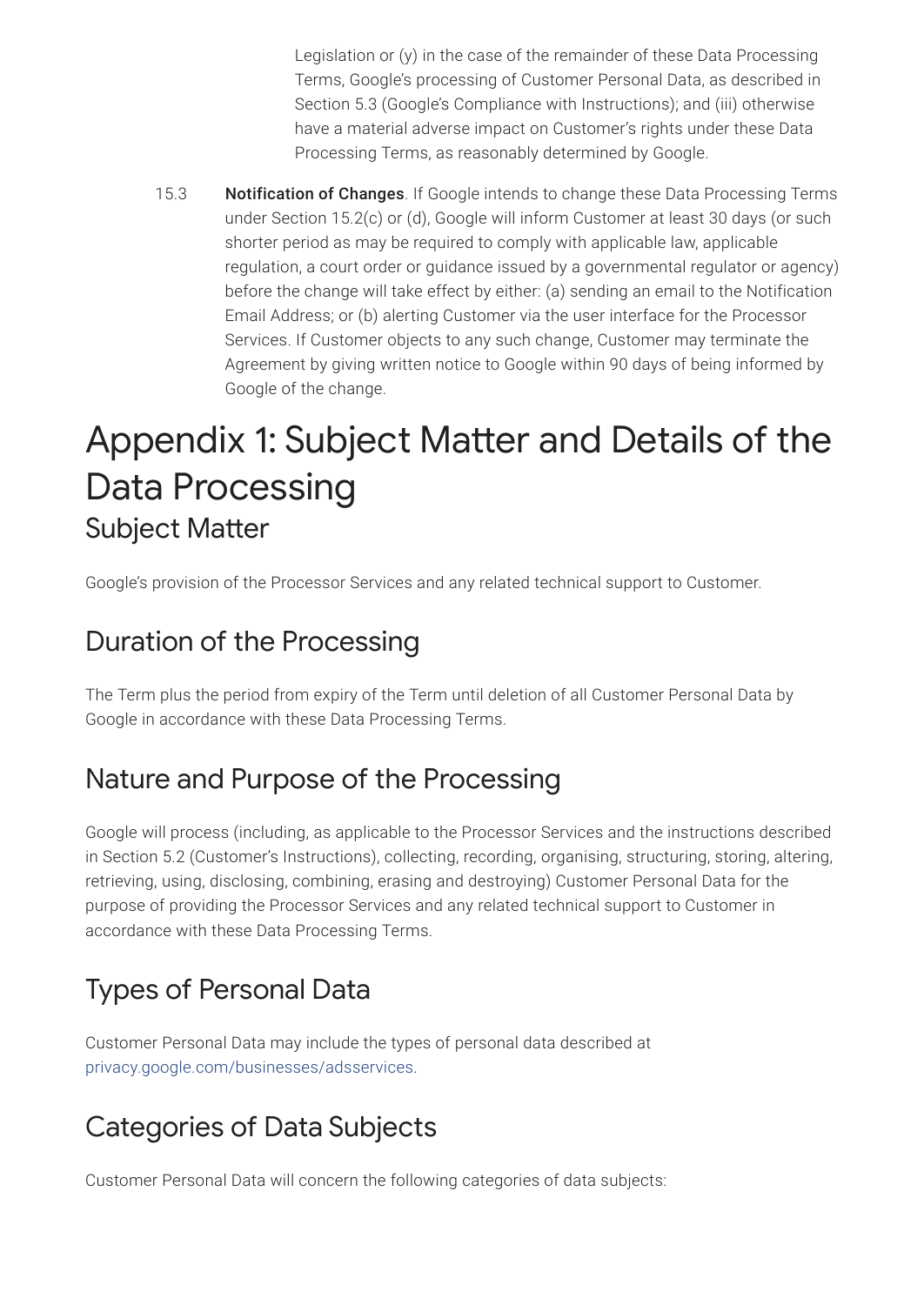Legislation or (y) in the case of the remainder of these Data Processing Terms, Google's processing of Customer Personal Data, as described in Section 5.3 (Google's Compliance with Instructions); and (iii) otherwise have a material adverse impact on Customer's rights under these Data Processing Terms, as reasonably determined by Google.

15.3 **Notification of Changes**. If Google intends to change these Data Processing Terms under Section 15.2(c) or (d), Google will inform Customer at least 30 days (or such shorter period as may be required to comply with applicable law, applicable regulation, a court order or guidance issued by a governmental regulator or agency) before the change will take effect by either: (a) sending an email to the Notification Email Address; or (b) alerting Customer via the user interface for the Processor Services. If Customer objects to any such change, Customer may terminate the Agreement by giving written notice to Google within 90 days of being informed by Google of the change.

# Appendix 1: Subject Matter and Details of the Data Processing

## Subject Matter

Google's provision of the Processor Services and any related technical support to Customer.

## Duration of the Processing

The Term plus the period from expiry of the Term until deletion of all Customer Personal Data by Google in accordance with these Data Processing Terms.

## Nature and Purpose of the Processing

Google will process (including, as applicable to the Processor Services and the instructions described in Section 5.2 (Customer's Instructions), collecting, recording, organising, structuring, storing, altering, retrieving, using, disclosing, combining, erasing and destroying) Customer Personal Data for the purpose of providing the Processor Services and any related technical support to Customer in accordance with these Data Processing Terms.

## Types of Personal Data

Customer Personal Data may include the types of personal data described at privacy.google.com/businesses/adsservices.

## Categories of Data Subjects

Customer Personal Data will concern the following categories of data subjects: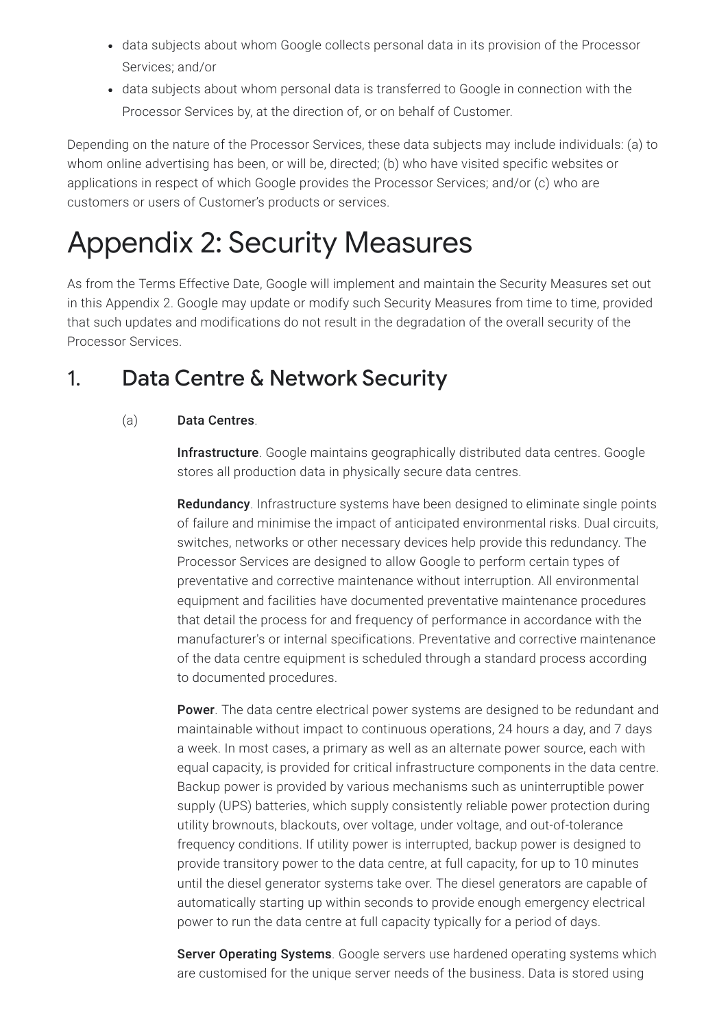- data subjects about whom Google collects personal data in its provision of the Processor Services; and/or
- data subjects about whom personal data is transferred to Google in connection with the Processor Services by, at the direction of, or on behalf of Customer.

Depending on the nature of the Processor Services, these data subjects may include individuals: (a) to whom online advertising has been, or will be, directed; (b) who have visited specific websites or applications in respect of which Google provides the Processor Services; and/or (c) who are customers or users of Customer's products or services.

# Appendix 2: Security Measures

As from the Terms Effective Date, Google will implement and maintain the Security Measures set out in this Appendix 2. Google may update or modify such Security Measures from time to time, provided that such updates and modifications do not result in the degradation of the overall security of the Processor Services.

## 1. Data Centre & Network Security

(a) **Data Centres**.

**Infrastructure**. Google maintains geographically distributed data centres. Google stores all production data in physically secure data centres.

**Redundancy**. Infrastructure systems have been designed to eliminate single points of failure and minimise the impact of anticipated environmental risks. Dual circuits, switches, networks or other necessary devices help provide this redundancy. The Processor Services are designed to allow Google to perform certain types of preventative and corrective maintenance without interruption. All environmental equipment and facilities have documented preventative maintenance procedures that detail the process for and frequency of performance in accordance with the manufacturer's or internal specifications. Preventative and corrective maintenance of the data centre equipment is scheduled through a standard process according to documented procedures.

**Power**. The data centre electrical power systems are designed to be redundant and maintainable without impact to continuous operations, 24 hours a day, and 7 days a week. In most cases, a primary as well as an alternate power source, each with equal capacity, is provided for critical infrastructure components in the data centre. Backup power is provided by various mechanisms such as uninterruptible power supply (UPS) batteries, which supply consistently reliable power protection during utility brownouts, blackouts, over voltage, under voltage, and out-of-tolerance frequency conditions. If utility power is interrupted, backup power is designed to provide transitory power to the data centre, at full capacity, for up to 10 minutes until the diesel generator systems take over. The diesel generators are capable of automatically starting up within seconds to provide enough emergency electrical power to run the data centre at full capacity typically for a period of days.

**Server Operating Systems**. Google servers use hardened operating systems which are customised for the unique server needs of the business. Data is stored using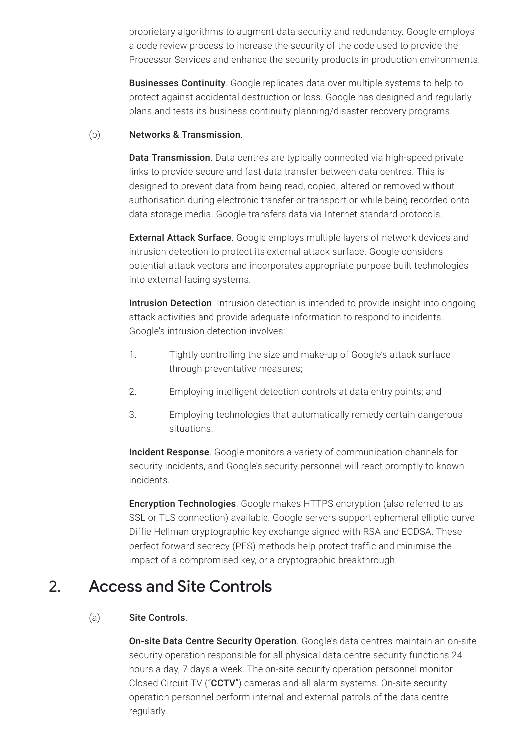proprietary algorithms to augment data security and redundancy. Google employs a code review process to increase the security of the code used to provide the Processor Services and enhance the security products in production environments.

**Businesses Continuity**. Google replicates data over multiple systems to help to protect against accidental destruction or loss. Google has designed and regularly plans and tests its business continuity planning/disaster recovery programs.

(b) **Networks & Transmission**.

**Data Transmission**. Data centres are typically connected via high-speed private links to provide secure and fast data transfer between data centres. This is designed to prevent data from being read, copied, altered or removed without authorisation during electronic transfer or transport or while being recorded onto data storage media. Google transfers data via Internet standard protocols.

**External Attack Surface**. Google employs multiple layers of network devices and intrusion detection to protect its external attack surface. Google considers potential attack vectors and incorporates appropriate purpose built technologies into external facing systems.

**Intrusion Detection**. Intrusion detection is intended to provide insight into ongoing attack activities and provide adequate information to respond to incidents. Google's intrusion detection involves:

1. Tightly controlling the size and make-up of Google's attack surface through preventative measures;
2. Employing intelligent detection controls at data entry points; and
3. Employing technologies that automatically remedy certain dangerous situations.

**Incident Response**. Google monitors a variety of communication channels for security incidents, and Google's security personnel will react promptly to known incidents.

**Encryption Technologies**. Google makes HTTPS encryption (also referred to as SSL or TLS connection) available. Google servers support ephemeral elliptic curve Diffie Hellman cryptographic key exchange signed with RSA and ECDSA. These perfect forward secrecy (PFS) methods help protect traffic and minimise the impact of a compromised key, or a cryptographic breakthrough.

## 2. Access and Site Controls

(a) **Site Controls**.

**On-site Data Centre Security Operation**. Google's data centres maintain an on-site security operation responsible for all physical data centre security functions 24 hours a day, 7 days a week. The on-site security operation personnel monitor Closed Circuit TV ("**CCTV**") cameras and all alarm systems. On-site security operation personnel perform internal and external patrols of the data centre regularly.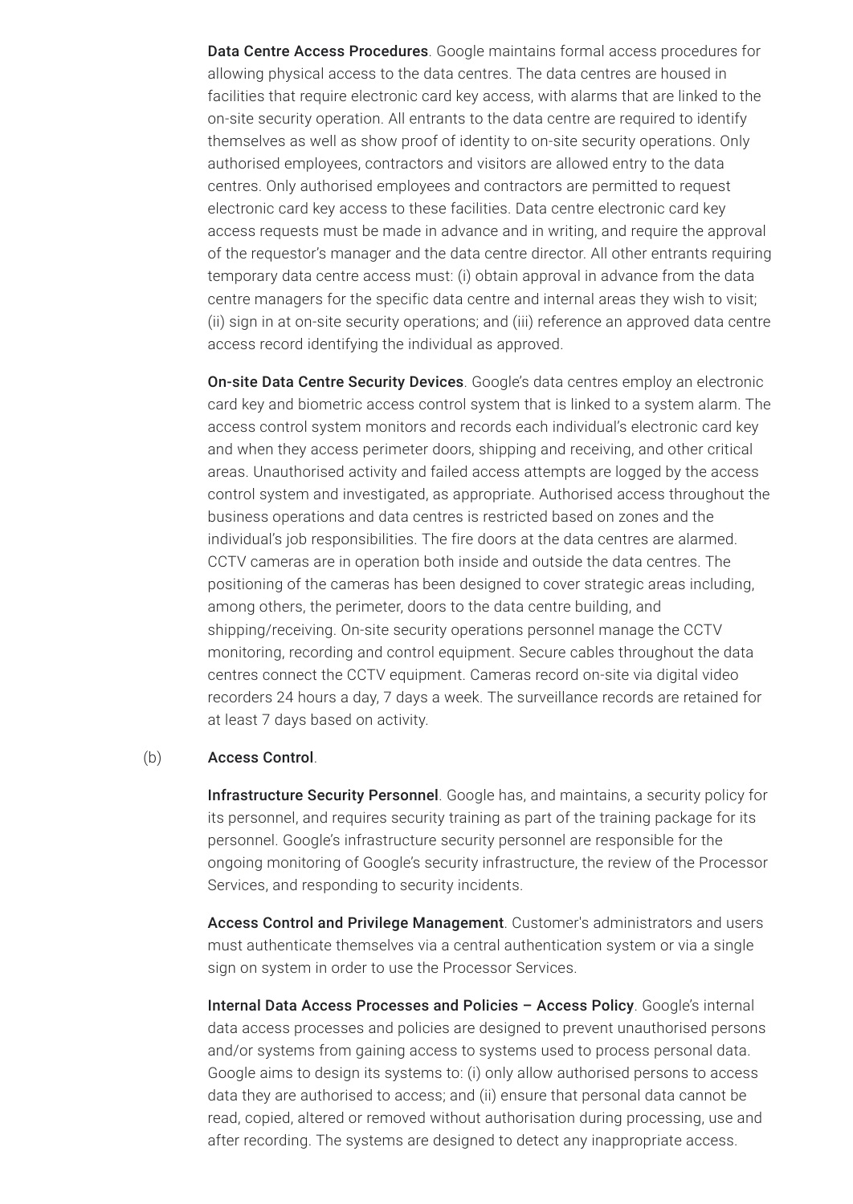**Data Centre Access Procedures**. Google maintains formal access procedures for allowing physical access to the data centres. The data centres are housed in facilities that require electronic card key access, with alarms that are linked to the on-site security operation. All entrants to the data centre are required to identify themselves as well as show proof of identity to on-site security operations. Only authorised employees, contractors and visitors are allowed entry to the data centres. Only authorised employees and contractors are permitted to request electronic card key access to these facilities. Data centre electronic card key access requests must be made in advance and in writing, and require the approval of the requestor's manager and the data centre director. All other entrants requiring temporary data centre access must: (i) obtain approval in advance from the data centre managers for the specific data centre and internal areas they wish to visit; (ii) sign in at on-site security operations; and (iii) reference an approved data centre access record identifying the individual as approved.

**On-site Data Centre Security Devices**. Google's data centres employ an electronic card key and biometric access control system that is linked to a system alarm. The access control system monitors and records each individual's electronic card key and when they access perimeter doors, shipping and receiving, and other critical areas. Unauthorised activity and failed access attempts are logged by the access control system and investigated, as appropriate. Authorised access throughout the business operations and data centres is restricted based on zones and the individual's job responsibilities. The fire doors at the data centres are alarmed. CCTV cameras are in operation both inside and outside the data centres. The positioning of the cameras has been designed to cover strategic areas including, among others, the perimeter, doors to the data centre building, and shipping/receiving. On-site security operations personnel manage the CCTV monitoring, recording and control equipment. Secure cables throughout the data centres connect the CCTV equipment. Cameras record on-site via digital video recorders 24 hours a day, 7 days a week. The surveillance records are retained for at least 7 days based on activity.

(b) **Access Control**.

**Infrastructure Security Personnel**. Google has, and maintains, a security policy for its personnel, and requires security training as part of the training package for its personnel. Google's infrastructure security personnel are responsible for the ongoing monitoring of Google's security infrastructure, the review of the Processor Services, and responding to security incidents.

**Access Control and Privilege Management**. Customer's administrators and users must authenticate themselves via a central authentication system or via a single sign on system in order to use the Processor Services.

**Internal Data Access Processes and Policies – Access Policy**. Google's internal data access processes and policies are designed to prevent unauthorised persons and/or systems from gaining access to systems used to process personal data. Google aims to design its systems to: (i) only allow authorised persons to access data they are authorised to access; and (ii) ensure that personal data cannot be read, copied, altered or removed without authorisation during processing, use and after recording. The systems are designed to detect any inappropriate access.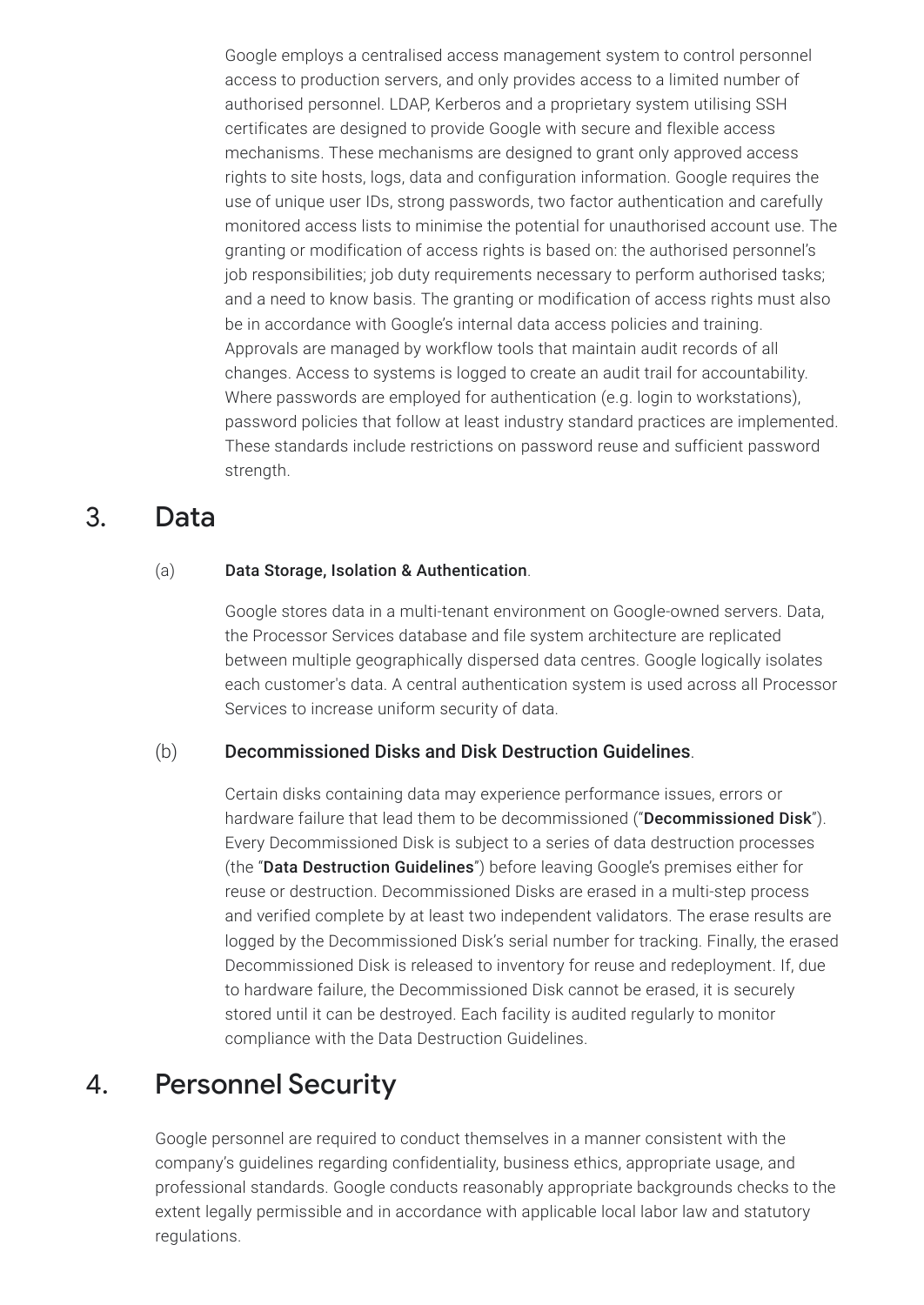Google employs a centralised access management system to control personnel access to production servers, and only provides access to a limited number of authorised personnel. LDAP, Kerberos and a proprietary system utilising SSH certificates are designed to provide Google with secure and flexible access mechanisms. These mechanisms are designed to grant only approved access rights to site hosts, logs, data and configuration information. Google requires the use of unique user IDs, strong passwords, two factor authentication and carefully monitored access lists to minimise the potential for unauthorised account use. The granting or modification of access rights is based on: the authorised personnel's job responsibilities; job duty requirements necessary to perform authorised tasks; and a need to know basis. The granting or modification of access rights must also be in accordance with Google's internal data access policies and training. Approvals are managed by workflow tools that maintain audit records of all changes. Access to systems is logged to create an audit trail for accountability. Where passwords are employed for authentication (e.g. login to workstations), password policies that follow at least industry standard practices are implemented. These standards include restrictions on password reuse and sufficient password strength.

## 3. Data

(a) **Data Storage, Isolation & Authentication**.

Google stores data in a multi-tenant environment on Google-owned servers. Data, the Processor Services database and file system architecture are replicated between multiple geographically dispersed data centres. Google logically isolates each customer's data. A central authentication system is used across all Processor Services to increase uniform security of data.

(b) **Decommissioned Disks and Disk Destruction Guidelines**.

Certain disks containing data may experience performance issues, errors or hardware failure that lead them to be decommissioned ("**Decommissioned Disk**"). Every Decommissioned Disk is subject to a series of data destruction processes (the "**Data Destruction Guidelines**") before leaving Google's premises either for reuse or destruction. Decommissioned Disks are erased in a multi-step process and verified complete by at least two independent validators. The erase results are logged by the Decommissioned Disk's serial number for tracking. Finally, the erased Decommissioned Disk is released to inventory for reuse and redeployment. If, due to hardware failure, the Decommissioned Disk cannot be erased, it is securely stored until it can be destroyed. Each facility is audited regularly to monitor compliance with the Data Destruction Guidelines.

## 4. Personnel Security

Google personnel are required to conduct themselves in a manner consistent with the company's guidelines regarding confidentiality, business ethics, appropriate usage, and professional standards. Google conducts reasonably appropriate backgrounds checks to the extent legally permissible and in accordance with applicable local labor law and statutory regulations.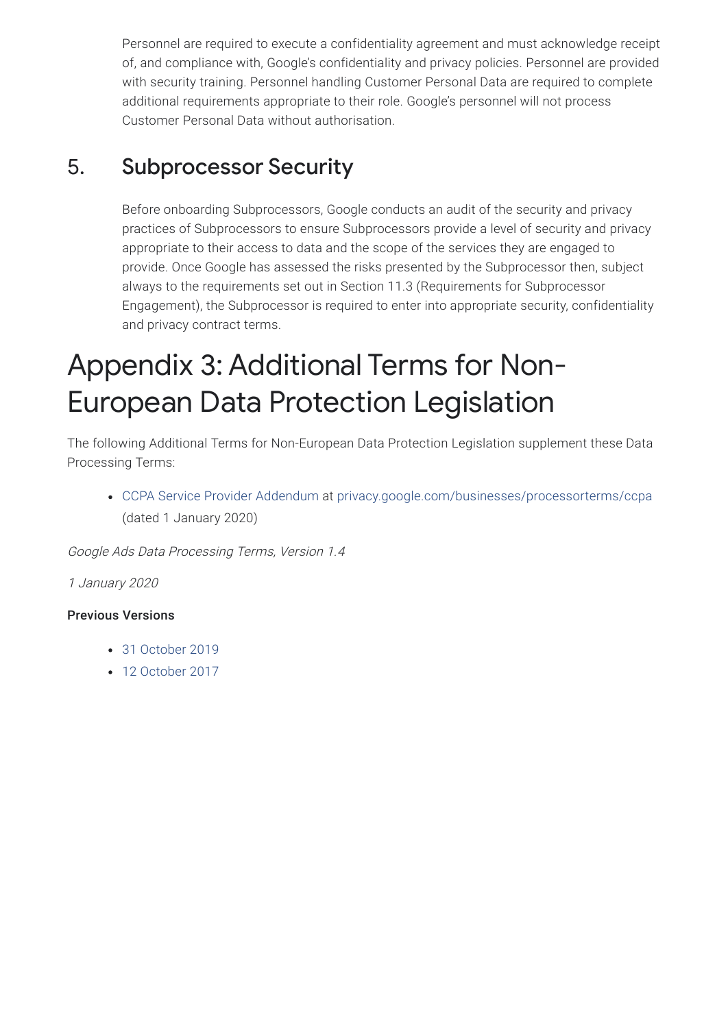Personnel are required to execute a confidentiality agreement and must acknowledge receipt of, and compliance with, Google's confidentiality and privacy policies. Personnel are provided with security training. Personnel handling Customer Personal Data are required to complete additional requirements appropriate to their role. Google's personnel will not process Customer Personal Data without authorisation.

## 5. Subprocessor Security

Before onboarding Subprocessors, Google conducts an audit of the security and privacy practices of Subprocessors to ensure Subprocessors provide a level of security and privacy appropriate to their access to data and the scope of the services they are engaged to provide. Once Google has assessed the risks presented by the Subprocessor then, subject always to the requirements set out in Section 11.3 (Requirements for Subprocessor Engagement), the Subprocessor is required to enter into appropriate security, confidentiality and privacy contract terms.

# Appendix 3: Additional Terms for Non-European Data Protection Legislation

The following Additional Terms for Non-European Data Protection Legislation supplement these Data Processing Terms:

- CCPA Service Provider Addendum at privacy.google.com/businesses/processorterms/ccpa (dated 1 January 2020)

*Google Ads Data Processing Terms, Version 1.4*

*1 January 2020*

**Previous Versions**

- 31 October 2019
- 12 October 2017